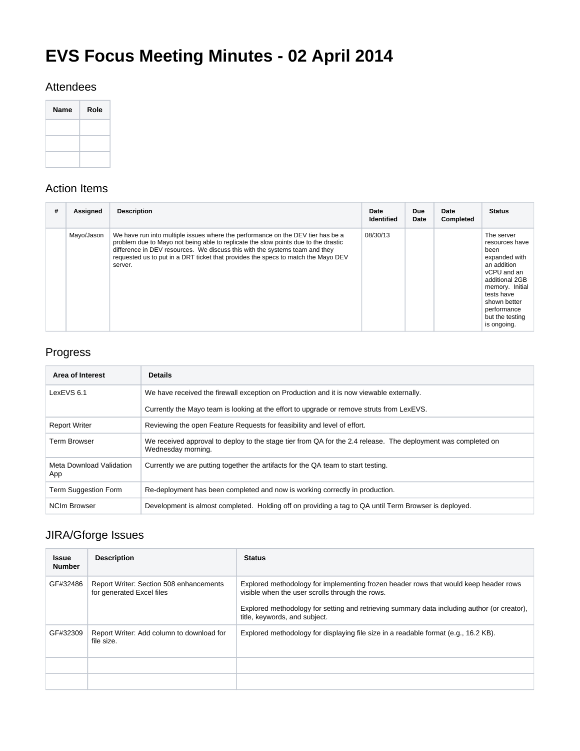# EVS Focus Meeting Minutes - 02 April 2014

## Attendees

| Name | Role |
| --- | --- |
| | |
| | |
| | |

## Action Items

| # | Assigned | Description | Date Identified | Due Date | Date Completed | Status |
| --- | --- | --- | --- | --- | --- | --- |
| | Mayo/Jason | We have run into multiple issues where the performance on the DEV tier has be a problem due to Mayo not being able to replicate the slow points due to the drastic difference in DEV resources. We discuss this with the systems team and they requested us to put in a DRT ticket that provides the specs to match the Mayo DEV server. | 08/30/13 | | | The server resources have been expanded with an addition vCPU and an additional 2GB memory. Initial tests have shown better performance but the testing is ongoing. |

## Progress

| Area of Interest | Details |
| --- | --- |
| LexEVS 6.1 | We have received the firewall exception on Production and it is now viewable externally.<br><br>Currently the Mayo team is looking at the effort to upgrade or remove struts from LexEVS. |
| Report Writer | Reviewing the open Feature Requests for feasibility and level of effort. |
| Term Browser | We received approval to deploy to the stage tier from QA for the 2.4 release. The deployment was completed on Wednesday morning. |
| Meta Download Validation App | Currently we are putting together the artifacts for the QA team to start testing. |
| Term Suggestion Form | Re-deployment has been completed and now is working correctly in production. |
| NCIm Browser | Development is almost completed. Holding off on providing a tag to QA until Term Browser is deployed. |

## JIRA/Gforge Issues

| Issue Number | Description | Status |
| --- | --- | --- |
| GF#32486 | Report Writer: Section 508 enhancements for generated Excel files | Explored methodology for implementing frozen header rows that would keep header rows visible when the user scrolls through the rows.<br><br>Explored methodology for setting and retrieving summary data including author (or creator), title, keywords, and subject. |
| GF#32309 | Report Writer: Add column to download for file size. | Explored methodology for displaying file size in a readable format (e.g., 16.2 KB). |
| | | |
| | | |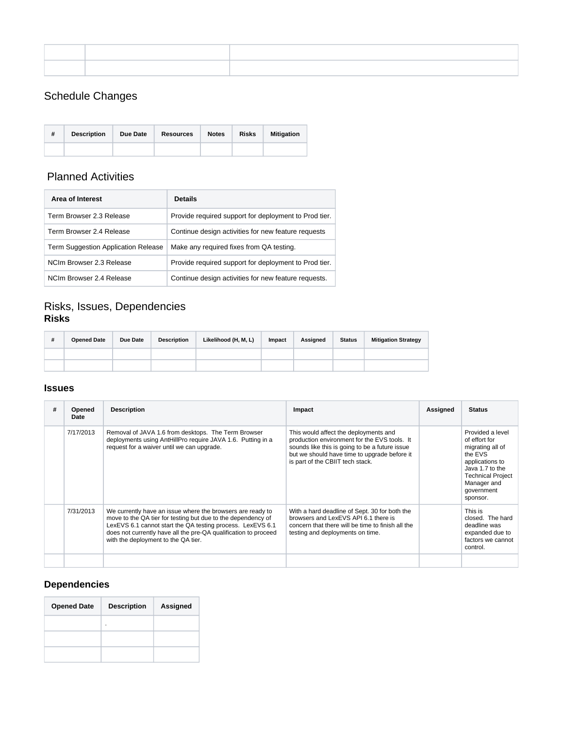| | | |
|---|---|---|
| | | |
| | | |

## Schedule Changes

| # | Description | Due Date | Resources | Notes | Risks | Mitigation |
|---|---|---|---|---|---|---|
| | | | | | | |

## Planned Activities

| Area of Interest | Details |
|---|---|
| Term Browser 2.3 Release | Provide required support for deployment to Prod tier. |
| Term Browser 2.4 Release | Continue design activities for new feature requests |
| Term Suggestion Application Release | Make any required fixes from QA testing. |
| NCIm Browser 2.3 Release | Provide required support for deployment to Prod tier. |
| NCIm Browser 2.4 Release | Continue design activities for new feature requests. |

## Risks, Issues, Dependencies

### Risks

| # | Opened Date | Due Date | Description | Likelihood (H, M, L) | Impact | Assigned | Status | Mitigation Strategy |
|---|---|---|---|---|---|---|---|---|
| | | | | | | | | |
| | | | | | | | | |

### Issues

| # | Opened Date | Description | Impact | Assigned | Status |
|---|---|---|---|---|---|
| | 7/17/2013 | Removal of JAVA 1.6 from desktops. The Term Browser deployments using AntHillPro require JAVA 1.6. Putting in a request for a waiver until we can upgrade. | This would affect the deployments and production environment for the EVS tools. It sounds like this is going to be a future issue but we should have time to upgrade before it is part of the CBIIT tech stack. | | Provided a level of effort for migrating all of the EVS applications to Java 1.7 to the Technical Project Manager and government sponsor. |
| | 7/31/2013 | We currently have an issue where the browsers are ready to move to the QA tier for testing but due to the dependency of LexEVS 6.1 cannot start the QA testing process. LexEVS 6.1 does not currently have all the pre-QA qualification to proceed with the deployment to the QA tier. | With a hard deadline of Sept. 30 for both the browsers and LexEVS API 6.1 there is concern that there will be time to finish all the testing and deployments on time. | | This is closed. The hard deadline was expanded due to factors we cannot control. |
| | | | | | |

### Dependencies

| Opened Date | Description | Assigned |
|---|---|---|
| | . | |
| | | |
| | | |